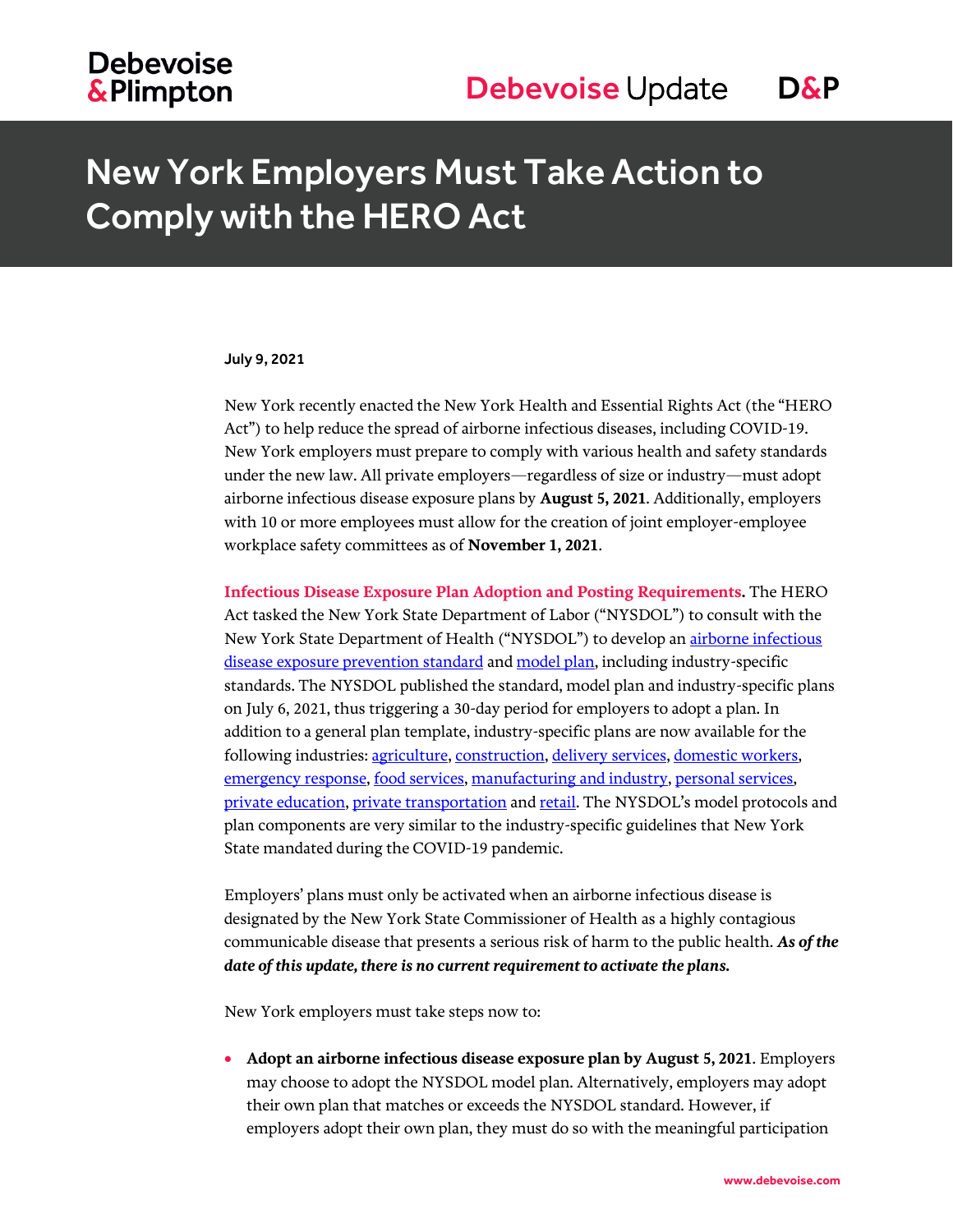# New York Employers Must Take Action to Comply with the HERO Act

July 9, 2021

New York recently enacted the New York Health and Essential Rights Act (the "HERO Act") to help reduce the spread of airborne infectious diseases, including COVID-19. New York employers must prepare to comply with various health and safety standards under the new law. All private employers—regardless of size or industry—must adopt airborne infectious disease exposure plans by **August 5, 2021**. Additionally, employers with 10 or more employees must allow for the creation of joint employer-employee workplace safety committees as of **November 1, 2021**.

**Infectious Disease Exposure Plan Adoption and Posting Requirements.** The HERO Act tasked the New York State Department of Labor ("NYSDOL") to consult with the New York State Department of Health ("NYSDOL") to develop an airborne infectious disease exposure prevention standard and model plan, including industry-specific standards. The NYSDOL published the standard, model plan and industry-specific plans on July 6, 2021, thus triggering a 30-day period for employers to adopt a plan. In addition to a general plan template, industry-specific plans are now available for the following industries: agriculture, construction, delivery services, domestic workers, emergency response, food services, manufacturing and industry, personal services, private education, private transportation and retail. The NYSDOL's model protocols and plan components are very similar to the industry-specific guidelines that New York State mandated during the COVID-19 pandemic.

Employers' plans must only be activated when an airborne infectious disease is designated by the New York State Commissioner of Health as a highly contagious communicable disease that presents a serious risk of harm to the public health. ***As of the date of this update, there is no current requirement to activate the plans.***

New York employers must take steps now to:

- **Adopt an airborne infectious disease exposure plan by August 5, 2021**. Employers may choose to adopt the NYSDOL model plan. Alternatively, employers may adopt their own plan that matches or exceeds the NYSDOL standard. However, if employers adopt their own plan, they must do so with the meaningful participation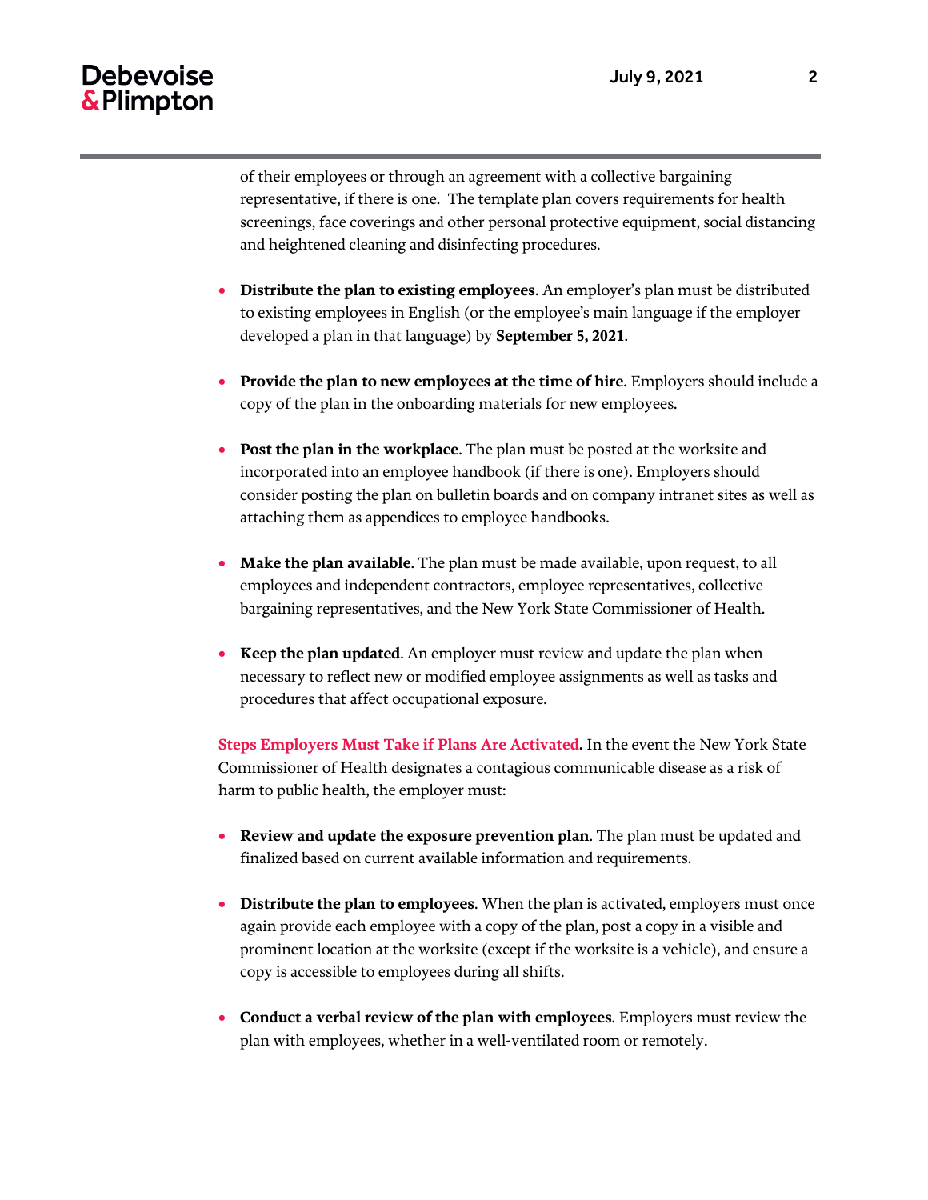of their employees or through an agreement with a collective bargaining representative, if there is one. The template plan covers requirements for health screenings, face coverings and other personal protective equipment, social distancing and heightened cleaning and disinfecting procedures.

- **Distribute the plan to existing employees**. An employer's plan must be distributed to existing employees in English (or the employee's main language if the employer developed a plan in that language) by **September 5, 2021**.

- **Provide the plan to new employees at the time of hire**. Employers should include a copy of the plan in the onboarding materials for new employees.

- **Post the plan in the workplace**. The plan must be posted at the worksite and incorporated into an employee handbook (if there is one). Employers should consider posting the plan on bulletin boards and on company intranet sites as well as attaching them as appendices to employee handbooks.

- **Make the plan available**. The plan must be made available, upon request, to all employees and independent contractors, employee representatives, collective bargaining representatives, and the New York State Commissioner of Health.

- **Keep the plan updated**. An employer must review and update the plan when necessary to reflect new or modified employee assignments as well as tasks and procedures that affect occupational exposure.

**Steps Employers Must Take if Plans Are Activated.** In the event the New York State Commissioner of Health designates a contagious communicable disease as a risk of harm to public health, the employer must:

- **Review and update the exposure prevention plan**. The plan must be updated and finalized based on current available information and requirements.

- **Distribute the plan to employees**. When the plan is activated, employers must once again provide each employee with a copy of the plan, post a copy in a visible and prominent location at the worksite (except if the worksite is a vehicle), and ensure a copy is accessible to employees during all shifts.

- **Conduct a verbal review of the plan with employees**. Employers must review the plan with employees, whether in a well-ventilated room or remotely.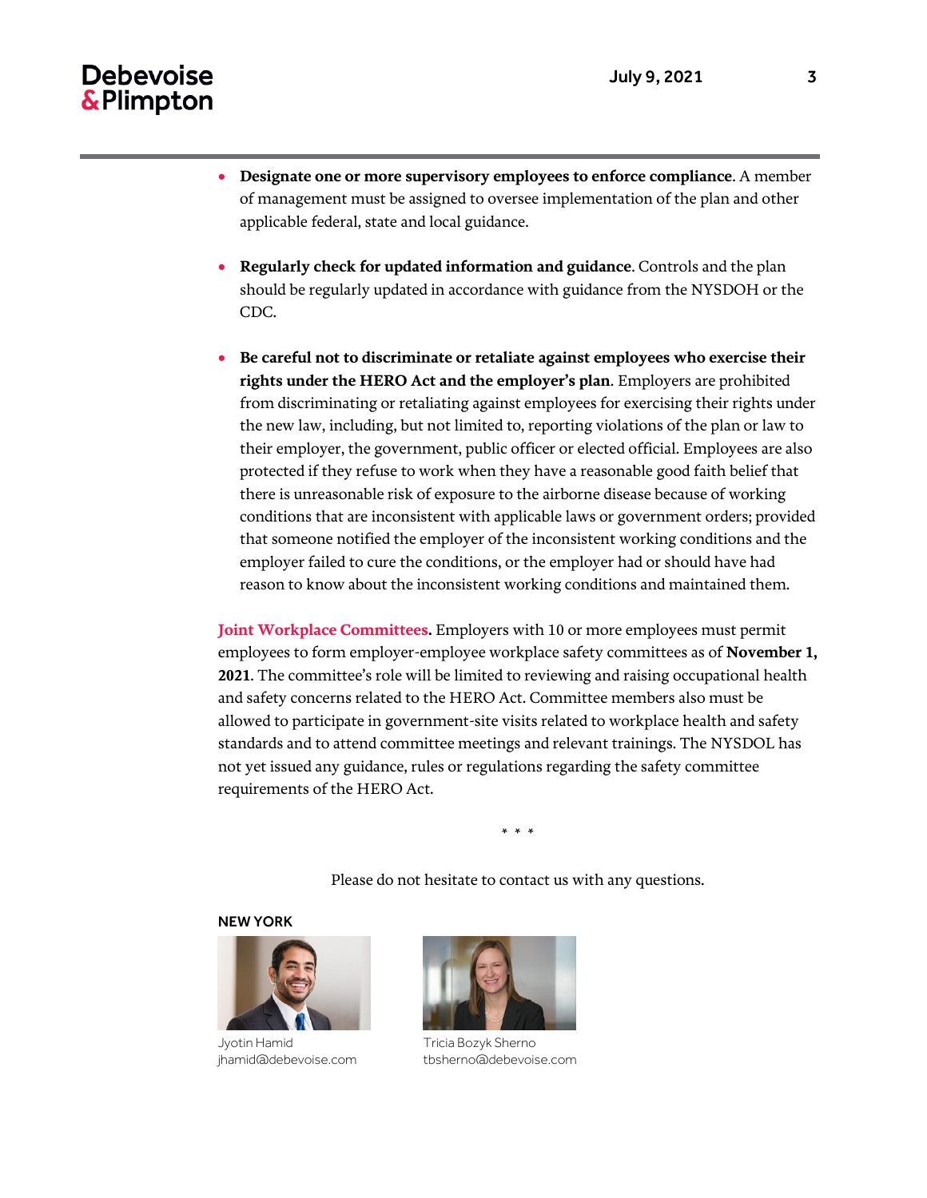- **Designate one or more supervisory employees to enforce compliance**. A member of management must be assigned to oversee implementation of the plan and other applicable federal, state and local guidance.

- **Regularly check for updated information and guidance**. Controls and the plan should be regularly updated in accordance with guidance from the NYSDOH or the CDC.

- **Be careful not to discriminate or retaliate against employees who exercise their rights under the HERO Act and the employer's plan**. Employers are prohibited from discriminating or retaliating against employees for exercising their rights under the new law, including, but not limited to, reporting violations of the plan or law to their employer, the government, public officer or elected official. Employees are also protected if they refuse to work when they have a reasonable good faith belief that there is unreasonable risk of exposure to the airborne disease because of working conditions that are inconsistent with applicable laws or government orders; provided that someone notified the employer of the inconsistent working conditions and the employer failed to cure the conditions, or the employer had or should have had reason to know about the inconsistent working conditions and maintained them.

**Joint Workplace Committees.** Employers with 10 or more employees must permit employees to form employer-employee workplace safety committees as of **November 1, 2021**. The committee's role will be limited to reviewing and raising occupational health and safety concerns related to the HERO Act. Committee members also must be allowed to participate in government-site visits related to workplace health and safety standards and to attend committee meetings and relevant trainings. The NYSDOL has not yet issued any guidance, rules or regulations regarding the safety committee requirements of the HERO Act.

\* \* \*

Please do not hesitate to contact us with any questions.

**NEW YORK**

Jyotin Hamid
jhamid@debevoise.com

Tricia Bozyk Sherno
tbsherno@debevoise.com